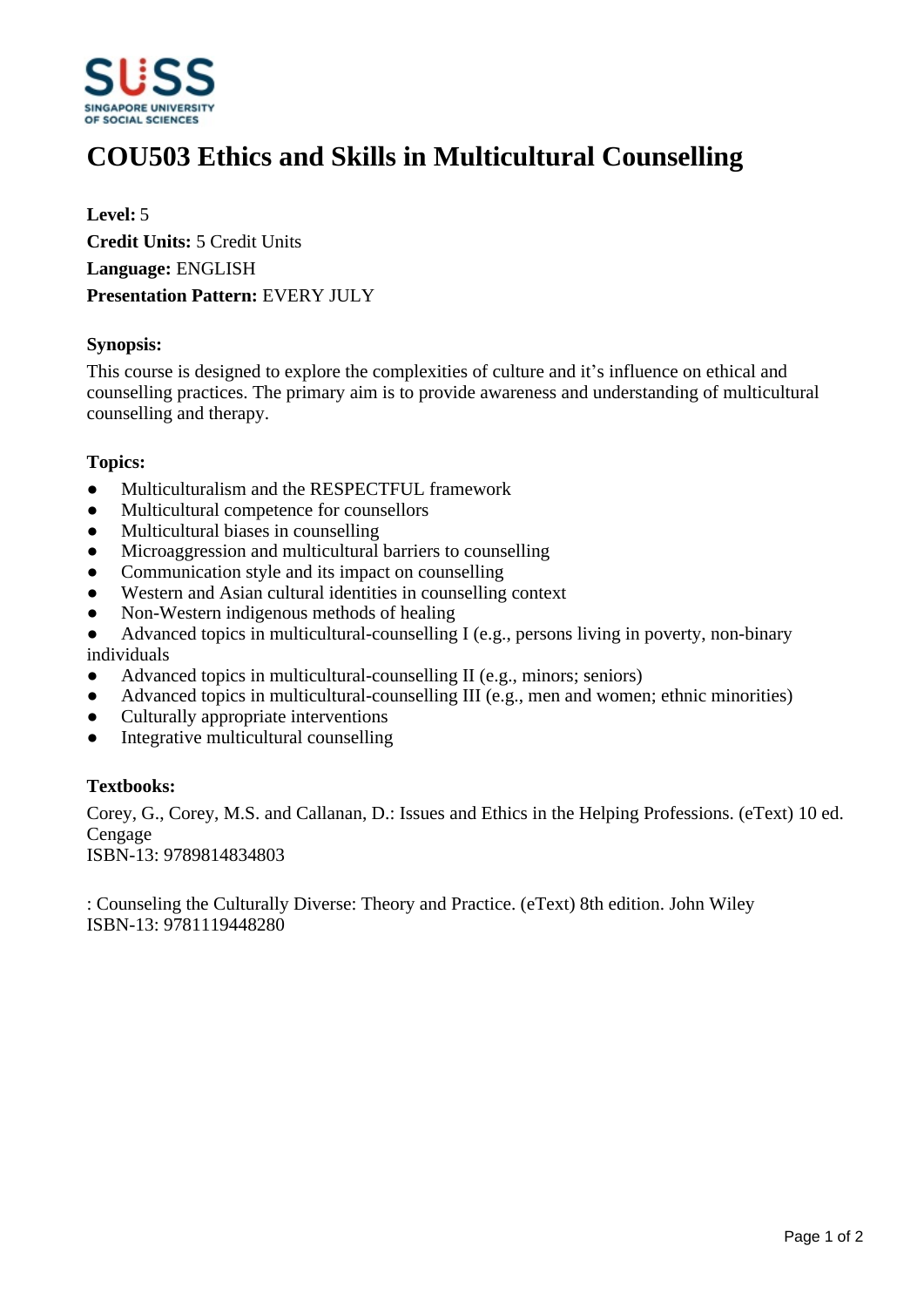# COU503 Ethics and Skills in Multicultural Counselling

**Level:** 5
**Credit Units:** 5 Credit Units
**Language:** ENGLISH
**Presentation Pattern:** EVERY JULY

### Synopsis:

This course is designed to explore the complexities of culture and it's influence on ethical and counselling practices. The primary aim is to provide awareness and understanding of multicultural counselling and therapy.

### Topics:

- Multiculturalism and the RESPECTFUL framework
- Multicultural competence for counsellors
- Multicultural biases in counselling
- Microaggression and multicultural barriers to counselling
- Communication style and its impact on counselling
- Western and Asian cultural identities in counselling context
- Non-Western indigenous methods of healing
- Advanced topics in multicultural-counselling I (e.g., persons living in poverty, non-binary individuals
- Advanced topics in multicultural-counselling II (e.g., minors; seniors)
- Advanced topics in multicultural-counselling III (e.g., men and women; ethnic minorities)
- Culturally appropriate interventions
- Integrative multicultural counselling

### Textbooks:

Corey, G., Corey, M.S. and Callanan, D.: Issues and Ethics in the Helping Professions. (eText) 10 ed. Cengage
ISBN-13: 9789814834803

: Counseling the Culturally Diverse: Theory and Practice. (eText) 8th edition. John Wiley
ISBN-13: 9781119448280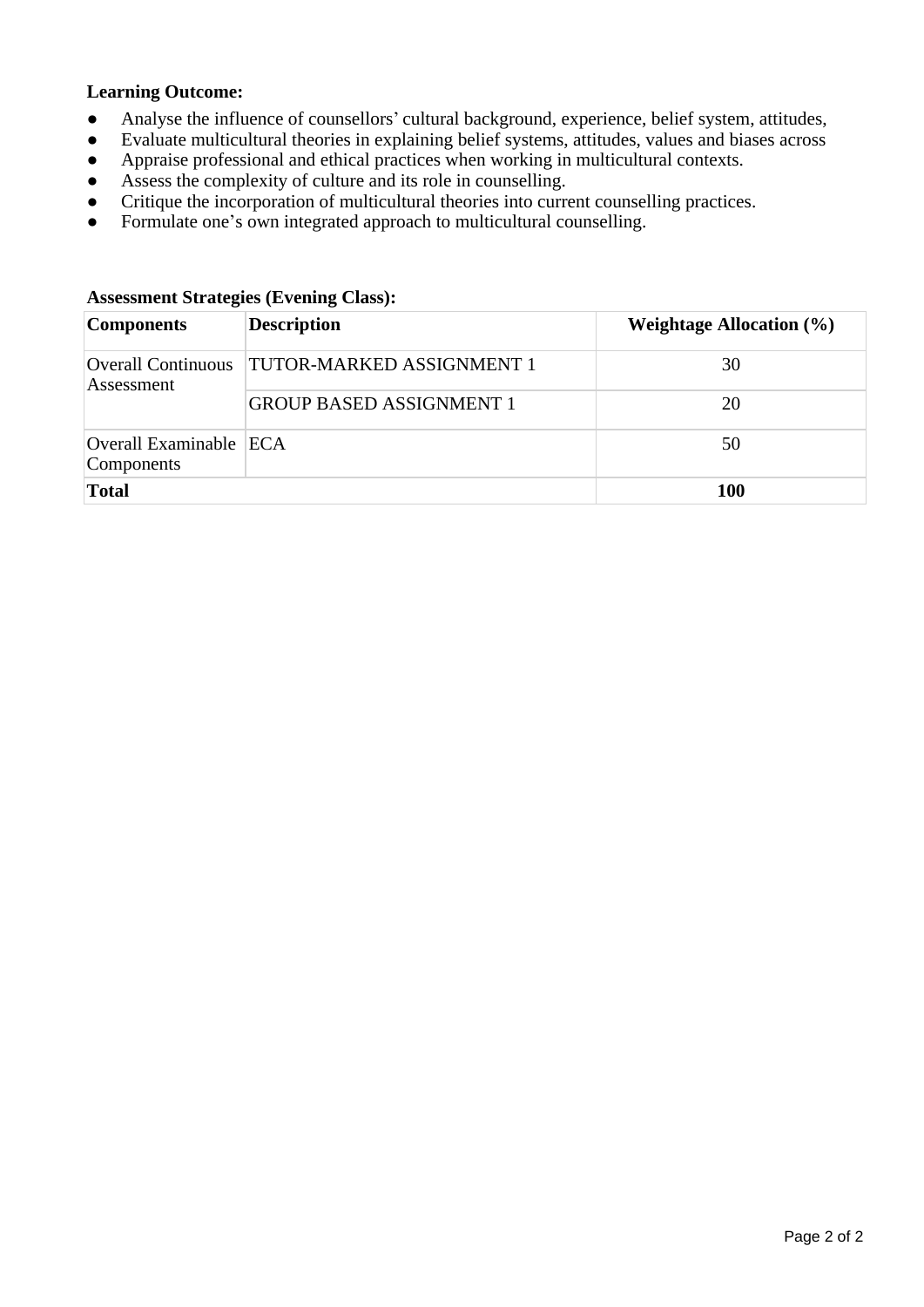**Learning Outcome:**

- Analyse the influence of counsellors' cultural background, experience, belief system, attitudes,
- Evaluate multicultural theories in explaining belief systems, attitudes, values and biases across
- Appraise professional and ethical practices when working in multicultural contexts.
- Assess the complexity of culture and its role in counselling.
- Critique the incorporation of multicultural theories into current counselling practices.
- Formulate one's own integrated approach to multicultural counselling.

**Assessment Strategies (Evening Class):**

| **Components** | **Description** | **Weightage Allocation (%)** |
|---|---|---|
| Overall Continuous Assessment | TUTOR-MARKED ASSIGNMENT 1 | 30 |
| | GROUP BASED ASSIGNMENT 1 | 20 |
| Overall Examinable Components | ECA | 50 |
| **Total** | | **100** |